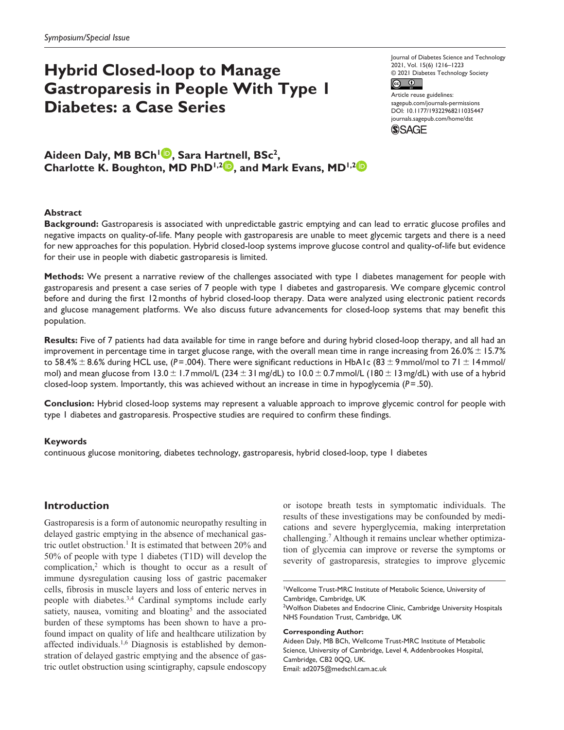*Symposium/Special Issue*

# Hybrid Closed-loop to Manage Gastroparesis in People With Type 1 Diabetes: a Case Series

Journal of Diabetes Science and Technology
2021, Vol. 15(6) 1216–1223
© 2021 Diabetes Technology Society
Article reuse guidelines:
sagepub.com/journals-permissions
DOI: 10.1177/19322968211035447
journals.sagepub.com/home/dst

**Aideen Daly, MB BCh[1], Sara Hartnell, BSc[2], Charlotte K. Boughton, MD PhD[1,2], and Mark Evans, MD[1,2]**

## Abstract

**Background:** Gastroparesis is associated with unpredictable gastric emptying and can lead to erratic glucose profiles and negative impacts on quality-of-life. Many people with gastroparesis are unable to meet glycemic targets and there is a need for new approaches for this population. Hybrid closed-loop systems improve glucose control and quality-of-life but evidence for their use in people with diabetic gastroparesis is limited.

**Methods:** We present a narrative review of the challenges associated with type 1 diabetes management for people with gastroparesis and present a case series of 7 people with type 1 diabetes and gastroparesis. We compare glycemic control before and during the first 12 months of hybrid closed-loop therapy. Data were analyzed using electronic patient records and glucose management platforms. We also discuss future advancements for closed-loop systems that may benefit this population.

**Results:** Five of 7 patients had data available for time in range before and during hybrid closed-loop therapy, and all had an improvement in percentage time in target glucose range, with the overall mean time in range increasing from 26.0% ± 15.7% to 58.4% ± 8.6% during HCL use, ($P$ = .004). There were significant reductions in HbA1c (83 ± 9 mmol/mol to 71 ± 14 mmol/mol) and mean glucose from 13.0 ± 1.7 mmol/L (234 ± 31 mg/dL) to 10.0 ± 0.7 mmol/L (180 ± 13 mg/dL) with use of a hybrid closed-loop system. Importantly, this was achieved without an increase in time in hypoglycemia ($P$ = .50).

**Conclusion:** Hybrid closed-loop systems may represent a valuable approach to improve glycemic control for people with type 1 diabetes and gastroparesis. Prospective studies are required to confirm these findings.

### Keywords

continuous glucose monitoring, diabetes technology, gastroparesis, hybrid closed-loop, type 1 diabetes

## Introduction

Gastroparesis is a form of autonomic neuropathy resulting in delayed gastric emptying in the absence of mechanical gastric outlet obstruction.[1] It is estimated that between 20% and 50% of people with type 1 diabetes (T1D) will develop the complication,[2] which is thought to occur as a result of immune dysregulation causing loss of gastric pacemaker cells, fibrosis in muscle layers and loss of enteric nerves in people with diabetes.[3,4] Cardinal symptoms include early satiety, nausea, vomiting and bloating[5] and the associated burden of these symptoms has been shown to have a profound impact on quality of life and healthcare utilization by affected individuals.[1,6] Diagnosis is established by demonstration of delayed gastric emptying and the absence of gastric outlet obstruction using scintigraphy, capsule endoscopy or isotope breath tests in symptomatic individuals. The results of these investigations may be confounded by medications and severe hyperglycemia, making interpretation challenging.[7] Although it remains unclear whether optimization of glycemia can improve or reverse the symptoms or severity of gastroparesis, strategies to improve glycemic

[1]Wellcome Trust-MRC Institute of Metabolic Science, University of Cambridge, Cambridge, UK
[2]Wolfson Diabetes and Endocrine Clinic, Cambridge University Hospitals NHS Foundation Trust, Cambridge, UK

**Corresponding Author:**
Aideen Daly, MB BCh, Wellcome Trust-MRC Institute of Metabolic Science, University of Cambridge, Level 4, Addenbrookes Hospital, Cambridge, CB2 0QQ, UK.
Email: ad2075@medschl.cam.ac.uk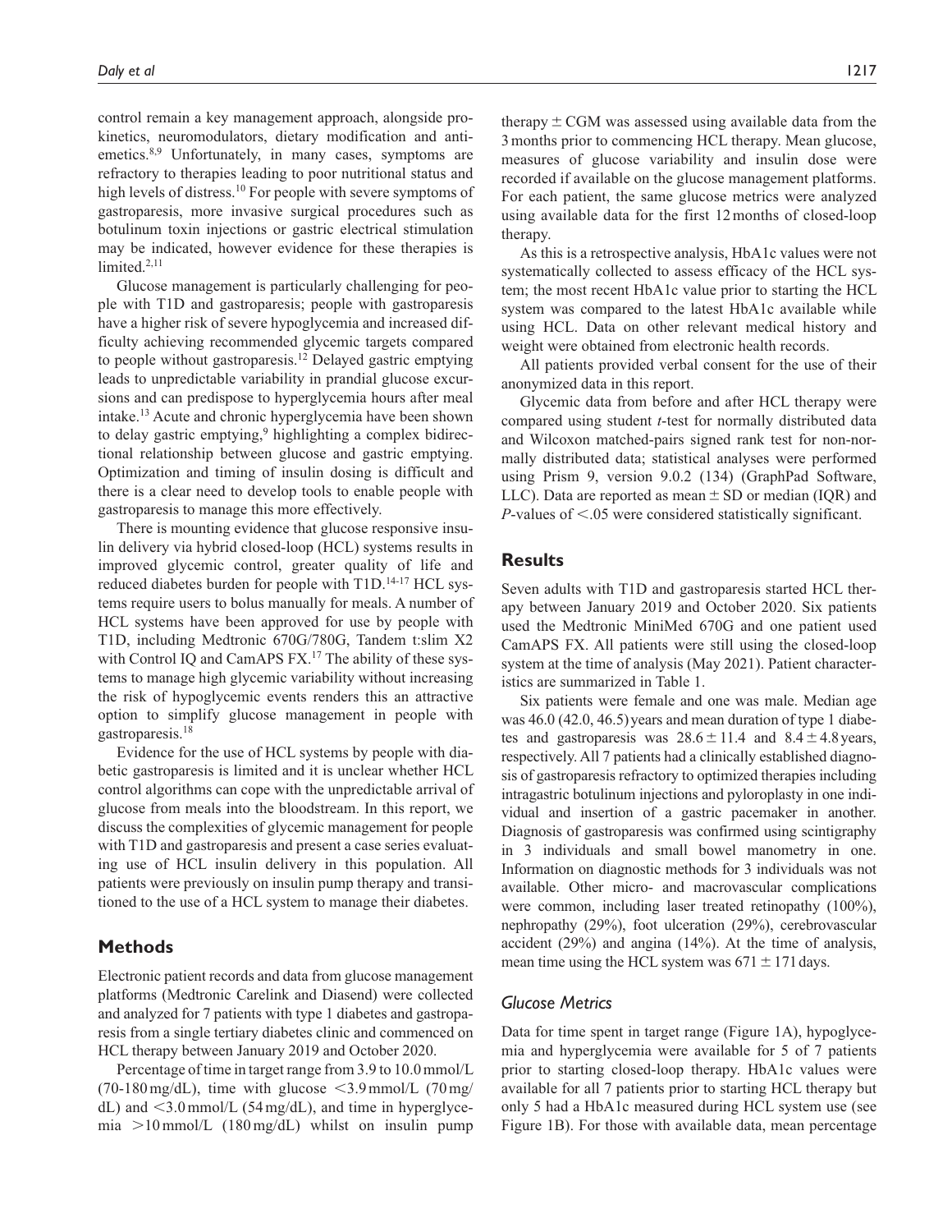control remain a key management approach, alongside prokinetics, neuromodulators, dietary modification and antiemetics.[8,9] Unfortunately, in many cases, symptoms are refractory to therapies leading to poor nutritional status and high levels of distress.[10] For people with severe symptoms of gastroparesis, more invasive surgical procedures such as botulinum toxin injections or gastric electrical stimulation may be indicated, however evidence for these therapies is limited.[2,11]

Glucose management is particularly challenging for people with T1D and gastroparesis; people with gastroparesis have a higher risk of severe hypoglycemia and increased difficulty achieving recommended glycemic targets compared to people without gastroparesis.[12] Delayed gastric emptying leads to unpredictable variability in prandial glucose excursions and can predispose to hyperglycemia hours after meal intake.[13] Acute and chronic hyperglycemia have been shown to delay gastric emptying,[9] highlighting a complex bidirectional relationship between glucose and gastric emptying. Optimization and timing of insulin dosing is difficult and there is a clear need to develop tools to enable people with gastroparesis to manage this more effectively.

There is mounting evidence that glucose responsive insulin delivery via hybrid closed-loop (HCL) systems results in improved glycemic control, greater quality of life and reduced diabetes burden for people with T1D.[14-17] HCL systems require users to bolus manually for meals. A number of HCL systems have been approved for use by people with T1D, including Medtronic 670G/780G, Tandem t:slim X2 with Control IQ and CamAPS FX.[17] The ability of these systems to manage high glycemic variability without increasing the risk of hypoglycemic events renders this an attractive option to simplify glucose management in people with gastroparesis.[18]

Evidence for the use of HCL systems by people with diabetic gastroparesis is limited and it is unclear whether HCL control algorithms can cope with the unpredictable arrival of glucose from meals into the bloodstream. In this report, we discuss the complexities of glycemic management for people with T1D and gastroparesis and present a case series evaluating use of HCL insulin delivery in this population. All patients were previously on insulin pump therapy and transitioned to the use of a HCL system to manage their diabetes.

## Methods

Electronic patient records and data from glucose management platforms (Medtronic Carelink and Diasend) were collected and analyzed for 7 patients with type 1 diabetes and gastroparesis from a single tertiary diabetes clinic and commenced on HCL therapy between January 2019 and October 2020.

Percentage of time in target range from 3.9 to 10.0 mmol/L (70-180 mg/dL), time with glucose <3.9 mmol/L (70 mg/dL) and <3.0 mmol/L (54 mg/dL), and time in hyperglycemia >10 mmol/L (180 mg/dL) whilst on insulin pump therapy ± CGM was assessed using available data from the 3 months prior to commencing HCL therapy. Mean glucose, measures of glucose variability and insulin dose were recorded if available on the glucose management platforms. For each patient, the same glucose metrics were analyzed using available data for the first 12 months of closed-loop therapy.

As this is a retrospective analysis, HbA1c values were not systematically collected to assess efficacy of the HCL system; the most recent HbA1c value prior to starting the HCL system was compared to the latest HbA1c available while using HCL. Data on other relevant medical history and weight were obtained from electronic health records.

All patients provided verbal consent for the use of their anonymized data in this report.

Glycemic data from before and after HCL therapy were compared using student *t*-test for normally distributed data and Wilcoxon matched-pairs signed rank test for non-normally distributed data; statistical analyses were performed using Prism 9, version 9.0.2 (134) (GraphPad Software, LLC). Data are reported as mean ± SD or median (IQR) and *P*-values of <.05 were considered statistically significant.

## Results

Seven adults with T1D and gastroparesis started HCL therapy between January 2019 and October 2020. Six patients used the Medtronic MiniMed 670G and one patient used CamAPS FX. All patients were still using the closed-loop system at the time of analysis (May 2021). Patient characteristics are summarized in Table 1.

Six patients were female and one was male. Median age was 46.0 (42.0, 46.5) years and mean duration of type 1 diabetes and gastroparesis was 28.6 ± 11.4 and 8.4 ± 4.8 years, respectively. All 7 patients had a clinically established diagnosis of gastroparesis refractory to optimized therapies including intragastric botulinum injections and pyloroplasty in one individual and insertion of a gastric pacemaker in another. Diagnosis of gastroparesis was confirmed using scintigraphy in 3 individuals and small bowel manometry in one. Information on diagnostic methods for 3 individuals was not available. Other micro- and macrovascular complications were common, including laser treated retinopathy (100%), nephropathy (29%), foot ulceration (29%), cerebrovascular accident (29%) and angina (14%). At the time of analysis, mean time using the HCL system was 671 ± 171 days.

### Glucose Metrics

Data for time spent in target range (Figure 1A), hypoglycemia and hyperglycemia were available for 5 of 7 patients prior to starting closed-loop therapy. HbA1c values were available for all 7 patients prior to starting HCL therapy but only 5 had a HbA1c measured during HCL system use (see Figure 1B). For those with available data, mean percentage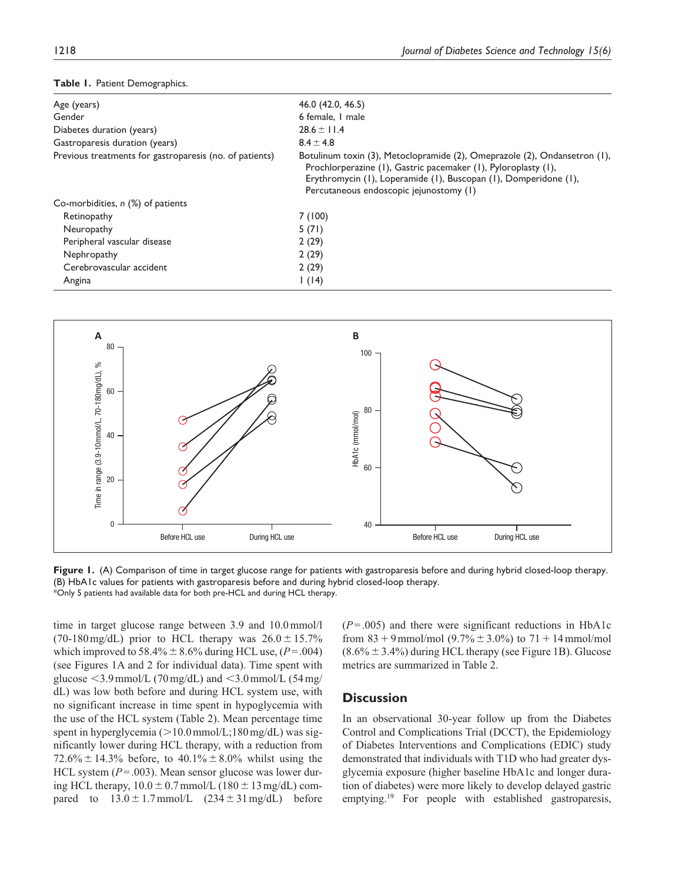**Table 1.** Patient Demographics.

| | |
|---|---|
| Age (years) | 46.0 (42.0, 46.5) |
| Gender | 6 female, 1 male |
| Diabetes duration (years) | 28.6 ± 11.4 |
| Gastroparesis duration (years) | 8.4 ± 4.8 |
| Previous treatments for gastroparesis (no. of patients) | Botulinum toxin (3), Metoclopramide (2), Omeprazole (2), Ondansetron (1), Prochlorperazine (1), Gastric pacemaker (1), Pyloroplasty (1), Erythromycin (1), Loperamide (1), Buscopan (1), Domperidone (1), Percutaneous endoscopic jejunostomy (1) |
| Co-morbidities, *n* (%) of patients | |
| Retinopathy | 7 (100) |
| Neuropathy | 5 (71) |
| Peripheral vascular disease | 2 (29) |
| Nephropathy | 2 (29) |
| Cerebrovascular accident | 2 (29) |
| Angina | 1 (14) |

**Figure 1.** (A) Comparison of time in target glucose range for patients with gastroparesis before and during hybrid closed-loop therapy. (B) HbA1c values for patients with gastroparesis before and during hybrid closed-loop therapy.
*Only 5 patients had available data for both pre-HCL and during HCL therapy.

time in target glucose range between 3.9 and 10.0 mmol/l (70-180 mg/dL) prior to HCL therapy was 26.0 ± 15.7% which improved to 58.4% ± 8.6% during HCL use, ($P$ = .004) (see Figures 1A and 2 for individual data). Time spent with glucose <3.9 mmol/L (70 mg/dL) and <3.0 mmol/L (54 mg/dL) was low both before and during HCL system use, with no significant increase in time spent in hypoglycemia with the use of the HCL system (Table 2). Mean percentage time spent in hyperglycemia (>10.0 mmol/L;180 mg/dL) was significantly lower during HCL therapy, with a reduction from 72.6% ± 14.3% before, to 40.1% ± 8.0% whilst using the HCL system ($P$ = .003). Mean sensor glucose was lower during HCL therapy, 10.0 ± 0.7 mmol/L (180 ± 13 mg/dL) compared to 13.0 ± 1.7 mmol/L (234 ± 31 mg/dL) before ($P$ = .005) and there were significant reductions in HbA1c from 83 + 9 mmol/mol (9.7% ± 3.0%) to 71 + 14 mmol/mol (8.6% ± 3.4%) during HCL therapy (see Figure 1B). Glucose metrics are summarized in Table 2.

## Discussion

In an observational 30-year follow up from the Diabetes Control and Complications Trial (DCCT), the Epidemiology of Diabetes Interventions and Complications (EDIC) study demonstrated that individuals with T1D who had greater dysglycemia exposure (higher baseline HbA1c and longer duration of diabetes) were more likely to develop delayed gastric emptying.[19] For people with established gastroparesis,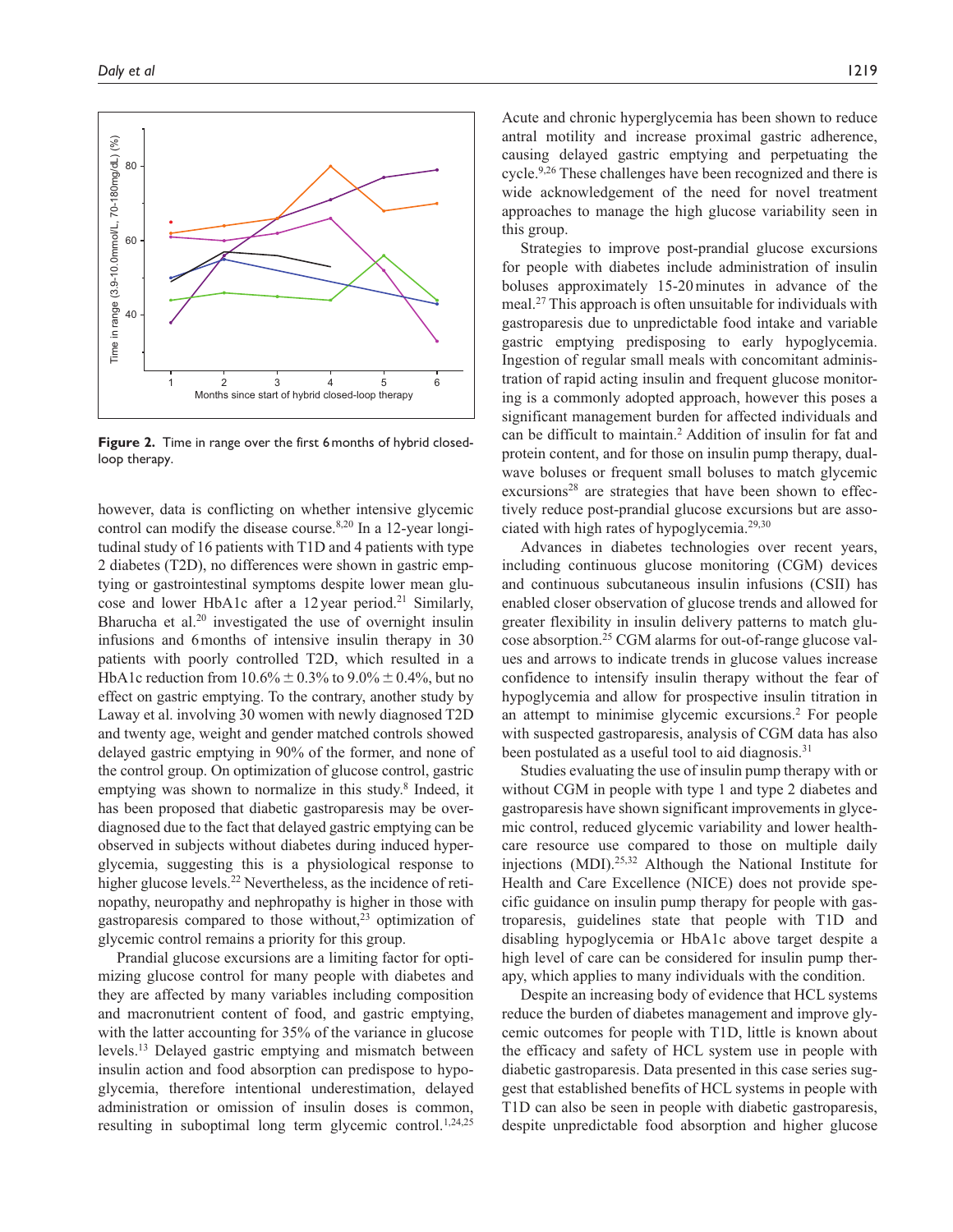**Figure 2.** Time in range over the first 6 months of hybrid closed-loop therapy.

however, data is conflicting on whether intensive glycemic control can modify the disease course.[8,20] In a 12-year longitudinal study of 16 patients with T1D and 4 patients with type 2 diabetes (T2D), no differences were shown in gastric emptying or gastrointestinal symptoms despite lower mean glucose and lower HbA1c after a 12 year period.[21] Similarly, Bharucha et al.[20] investigated the use of overnight insulin infusions and 6 months of intensive insulin therapy in 30 patients with poorly controlled T2D, which resulted in a HbA1c reduction from 10.6% ± 0.3% to 9.0% ± 0.4%, but no effect on gastric emptying. To the contrary, another study by Laway et al. involving 30 women with newly diagnosed T2D and twenty age, weight and gender matched controls showed delayed gastric emptying in 90% of the former, and none of the control group. On optimization of glucose control, gastric emptying was shown to normalize in this study.[8] Indeed, it has been proposed that diabetic gastroparesis may be over-diagnosed due to the fact that delayed gastric emptying can be observed in subjects without diabetes during induced hyperglycemia, suggesting this is a physiological response to higher glucose levels.[22] Nevertheless, as the incidence of retinopathy, neuropathy and nephropathy is higher in those with gastroparesis compared to those without,[23] optimization of glycemic control remains a priority for this group.

Prandial glucose excursions are a limiting factor for optimizing glucose control for many people with diabetes and they are affected by many variables including composition and macronutrient content of food, and gastric emptying, with the latter accounting for 35% of the variance in glucose levels.[13] Delayed gastric emptying and mismatch between insulin action and food absorption can predispose to hypoglycemia, therefore intentional underestimation, delayed administration or omission of insulin doses is common, resulting in suboptimal long term glycemic control.[1,24,25] Acute and chronic hyperglycemia has been shown to reduce antral motility and increase proximal gastric adherence, causing delayed gastric emptying and perpetuating the cycle.[9,26] These challenges have been recognized and there is wide acknowledgement of the need for novel treatment approaches to manage the high glucose variability seen in this group.

Strategies to improve post-prandial glucose excursions for people with diabetes include administration of insulin boluses approximately 15-20 minutes in advance of the meal.[27] This approach is often unsuitable for individuals with gastroparesis due to unpredictable food intake and variable gastric emptying predisposing to early hypoglycemia. Ingestion of regular small meals with concomitant administration of rapid acting insulin and frequent glucose monitoring is a commonly adopted approach, however this poses a significant management burden for affected individuals and can be difficult to maintain.[2] Addition of insulin for fat and protein content, and for those on insulin pump therapy, dual-wave boluses or frequent small boluses to match glycemic excursions[28] are strategies that have been shown to effectively reduce post-prandial glucose excursions but are associated with high rates of hypoglycemia.[29,30]

Advances in diabetes technologies over recent years, including continuous glucose monitoring (CGM) devices and continuous subcutaneous insulin infusions (CSII) has enabled closer observation of glucose trends and allowed for greater flexibility in insulin delivery patterns to match glucose absorption.[25] CGM alarms for out-of-range glucose values and arrows to indicate trends in glucose values increase confidence to intensify insulin therapy without the fear of hypoglycemia and allow for prospective insulin titration in an attempt to minimise glycemic excursions.[2] For people with suspected gastroparesis, analysis of CGM data has also been postulated as a useful tool to aid diagnosis.[31]

Studies evaluating the use of insulin pump therapy with or without CGM in people with type 1 and type 2 diabetes and gastroparesis have shown significant improvements in glycemic control, reduced glycemic variability and lower healthcare resource use compared to those on multiple daily injections (MDI).[25,32] Although the National Institute for Health and Care Excellence (NICE) does not provide specific guidance on insulin pump therapy for people with gastroparesis, guidelines state that people with T1D and disabling hypoglycemia or HbA1c above target despite a high level of care can be considered for insulin pump therapy, which applies to many individuals with the condition.

Despite an increasing body of evidence that HCL systems reduce the burden of diabetes management and improve glycemic outcomes for people with T1D, little is known about the efficacy and safety of HCL system use in people with diabetic gastroparesis. Data presented in this case series suggest that established benefits of HCL systems in people with T1D can also be seen in people with diabetic gastroparesis, despite unpredictable food absorption and higher glucose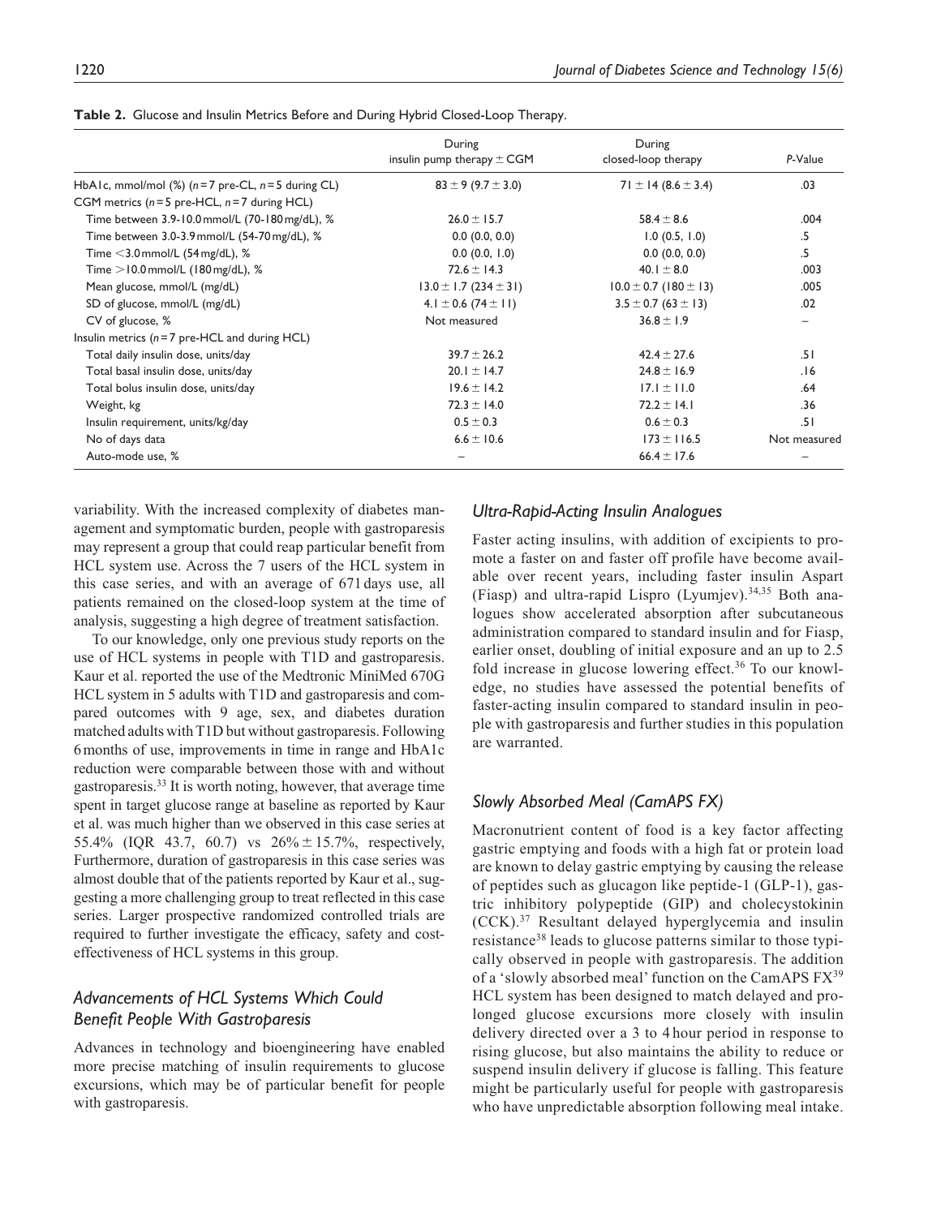**Table 2.** Glucose and Insulin Metrics Before and During Hybrid Closed-Loop Therapy.

| | During insulin pump therapy ± CGM | During closed-loop therapy | P-Value |
|---|---|---|---|
| HbA1c, mmol/mol (%) ($n$=7 pre-CL, $n$=5 during CL) | 83 ± 9 (9.7 ± 3.0) | 71 ± 14 (8.6 ± 3.4) | .03 |
| CGM metrics ($n$=5 pre-HCL, $n$=7 during HCL) | | | |
| Time between 3.9-10.0 mmol/L (70-180 mg/dL), % | 26.0 ± 15.7 | 58.4 ± 8.6 | .004 |
| Time between 3.0-3.9 mmol/L (54-70 mg/dL), % | 0.0 (0.0, 0.0) | 1.0 (0.5, 1.0) | .5 |
| Time <3.0 mmol/L (54 mg/dL), % | 0.0 (0.0, 1.0) | 0.0 (0.0, 0.0) | .5 |
| Time >10.0 mmol/L (180 mg/dL), % | 72.6 ± 14.3 | 40.1 ± 8.0 | .003 |
| Mean glucose, mmol/L (mg/dL) | 13.0 ± 1.7 (234 ± 31) | 10.0 ± 0.7 (180 ± 13) | .005 |
| SD of glucose, mmol/L (mg/dL) | 4.1 ± 0.6 (74 ± 11) | 3.5 ± 0.7 (63 ± 13) | .02 |
| CV of glucose, % | Not measured | 36.8 ± 1.9 | – |
| Insulin metrics ($n$=7 pre-HCL and during HCL) | | | |
| Total daily insulin dose, units/day | 39.7 ± 26.2 | 42.4 ± 27.6 | .51 |
| Total basal insulin dose, units/day | 20.1 ± 14.7 | 24.8 ± 16.9 | .16 |
| Total bolus insulin dose, units/day | 19.6 ± 14.2 | 17.1 ± 11.0 | .64 |
| Weight, kg | 72.3 ± 14.0 | 72.2 ± 14.1 | .36 |
| Insulin requirement, units/kg/day | 0.5 ± 0.3 | 0.6 ± 0.3 | .51 |
| No of days data | 6.6 ± 10.6 | 173 ± 116.5 | Not measured |
| Auto-mode use, % | – | 66.4 ± 17.6 | – |

variability. With the increased complexity of diabetes management and symptomatic burden, people with gastroparesis may represent a group that could reap particular benefit from HCL system use. Across the 7 users of the HCL system in this case series, and with an average of 671 days use, all patients remained on the closed-loop system at the time of analysis, suggesting a high degree of treatment satisfaction.

To our knowledge, only one previous study reports on the use of HCL systems in people with T1D and gastroparesis. Kaur et al. reported the use of the Medtronic MiniMed 670G HCL system in 5 adults with T1D and gastroparesis and compared outcomes with 9 age, sex, and diabetes duration matched adults with T1D but without gastroparesis. Following 6 months of use, improvements in time in range and HbA1c reduction were comparable between those with and without gastroparesis.[33] It is worth noting, however, that average time spent in target glucose range at baseline as reported by Kaur et al. was much higher than we observed in this case series at 55.4% (IQR 43.7, 60.7) vs 26% ± 15.7%, respectively, Furthermore, duration of gastroparesis in this case series was almost double that of the patients reported by Kaur et al., suggesting a more challenging group to treat reflected in this case series. Larger prospective randomized controlled trials are required to further investigate the efficacy, safety and cost-effectiveness of HCL systems in this group.

## Advancements of HCL Systems Which Could Benefit People With Gastroparesis

Advances in technology and bioengineering have enabled more precise matching of insulin requirements to glucose excursions, which may be of particular benefit for people with gastroparesis.

### Ultra-Rapid-Acting Insulin Analogues

Faster acting insulins, with addition of excipients to promote a faster on and faster off profile have become available over recent years, including faster insulin Aspart (Fiasp) and ultra-rapid Lispro (Lyumjev).[34,35] Both analogues show accelerated absorption after subcutaneous administration compared to standard insulin and for Fiasp, earlier onset, doubling of initial exposure and an up to 2.5 fold increase in glucose lowering effect.[36] To our knowledge, no studies have assessed the potential benefits of faster-acting insulin compared to standard insulin in people with gastroparesis and further studies in this population are warranted.

### Slowly Absorbed Meal (CamAPS FX)

Macronutrient content of food is a key factor affecting gastric emptying and foods with a high fat or protein load are known to delay gastric emptying by causing the release of peptides such as glucagon like peptide-1 (GLP-1), gastric inhibitory polypeptide (GIP) and cholecystokinin (CCK).[37] Resultant delayed hyperglycemia and insulin resistance[38] leads to glucose patterns similar to those typically observed in people with gastroparesis. The addition of a 'slowly absorbed meal' function on the CamAPS FX[39] HCL system has been designed to match delayed and prolonged glucose excursions more closely with insulin delivery directed over a 3 to 4 hour period in response to rising glucose, but also maintains the ability to reduce or suspend insulin delivery if glucose is falling. This feature might be particularly useful for people with gastroparesis who have unpredictable absorption following meal intake.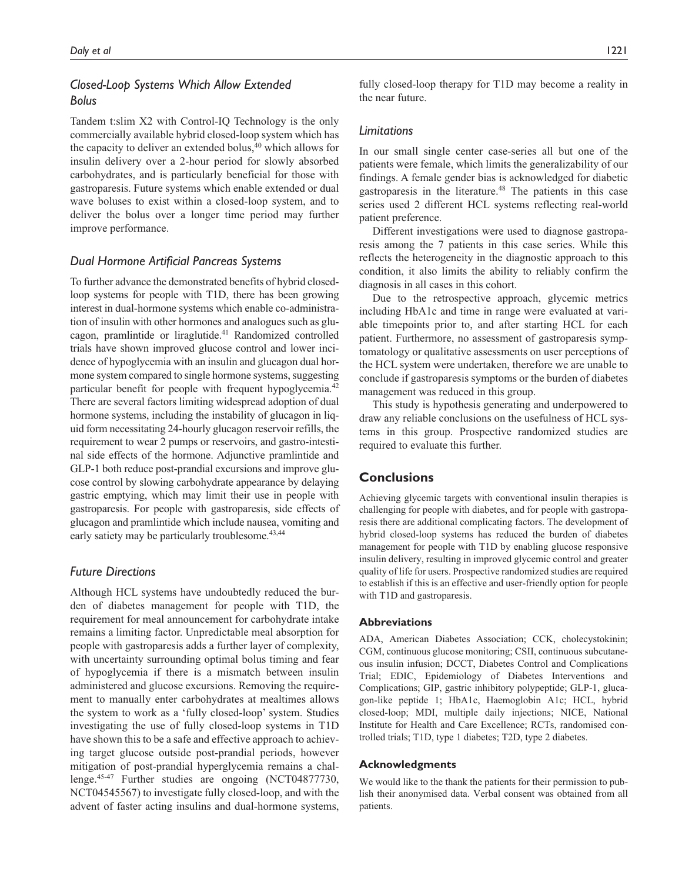### *Closed-Loop Systems Which Allow Extended Bolus*

Tandem t:slim X2 with Control-IQ Technology is the only commercially available hybrid closed-loop system which has the capacity to deliver an extended bolus,[40] which allows for insulin delivery over a 2-hour period for slowly absorbed carbohydrates, and is particularly beneficial for those with gastroparesis. Future systems which enable extended or dual wave boluses to exist within a closed-loop system, and to deliver the bolus over a longer time period may further improve performance.

### *Dual Hormone Artificial Pancreas Systems*

To further advance the demonstrated benefits of hybrid closed-loop systems for people with T1D, there has been growing interest in dual-hormone systems which enable co-administration of insulin with other hormones and analogues such as glucagon, pramlintide or liraglutide.[41] Randomized controlled trials have shown improved glucose control and lower incidence of hypoglycemia with an insulin and glucagon dual hormone system compared to single hormone systems, suggesting particular benefit for people with frequent hypoglycemia.[42] There are several factors limiting widespread adoption of dual hormone systems, including the instability of glucagon in liquid form necessitating 24-hourly glucagon reservoir refills, the requirement to wear 2 pumps or reservoirs, and gastro-intestinal side effects of the hormone. Adjunctive pramlintide and GLP-1 both reduce post-prandial excursions and improve glucose control by slowing carbohydrate appearance by delaying gastric emptying, which may limit their use in people with gastroparesis. For people with gastroparesis, side effects of glucagon and pramlintide which include nausea, vomiting and early satiety may be particularly troublesome.[43,44]

### *Future Directions*

Although HCL systems have undoubtedly reduced the burden of diabetes management for people with T1D, the requirement for meal announcement for carbohydrate intake remains a limiting factor. Unpredictable meal absorption for people with gastroparesis adds a further layer of complexity, with uncertainty surrounding optimal bolus timing and fear of hypoglycemia if there is a mismatch between insulin administered and glucose excursions. Removing the requirement to manually enter carbohydrates at mealtimes allows the system to work as a 'fully closed-loop' system. Studies investigating the use of fully closed-loop systems in T1D have shown this to be a safe and effective approach to achieving target glucose outside post-prandial periods, however mitigation of post-prandial hyperglycemia remains a challenge.[45-47] Further studies are ongoing (NCT04877730, NCT04545567) to investigate fully closed-loop, and with the advent of faster acting insulins and dual-hormone systems, fully closed-loop therapy for T1D may become a reality in the near future.

### *Limitations*

In our small single center case-series all but one of the patients were female, which limits the generalizability of our findings. A female gender bias is acknowledged for diabetic gastroparesis in the literature.[48] The patients in this case series used 2 different HCL systems reflecting real-world patient preference.

Different investigations were used to diagnose gastroparesis among the 7 patients in this case series. While this reflects the heterogeneity in the diagnostic approach to this condition, it also limits the ability to reliably confirm the diagnosis in all cases in this cohort.

Due to the retrospective approach, glycemic metrics including HbA1c and time in range were evaluated at variable timepoints prior to, and after starting HCL for each patient. Furthermore, no assessment of gastroparesis symptomatology or qualitative assessments on user perceptions of the HCL system were undertaken, therefore we are unable to conclude if gastroparesis symptoms or the burden of diabetes management was reduced in this group.

This study is hypothesis generating and underpowered to draw any reliable conclusions on the usefulness of HCL systems in this group. Prospective randomized studies are required to evaluate this further.

## Conclusions

Achieving glycemic targets with conventional insulin therapies is challenging for people with diabetes, and for people with gastroparesis there are additional complicating factors. The development of hybrid closed-loop systems has reduced the burden of diabetes management for people with T1D by enabling glucose responsive insulin delivery, resulting in improved glycemic control and greater quality of life for users. Prospective randomized studies are required to establish if this is an effective and user-friendly option for people with T1D and gastroparesis.

#### Abbreviations

ADA, American Diabetes Association; CCK, cholecystokinin; CGM, continuous glucose monitoring; CSII, continuous subcutaneous insulin infusion; DCCT, Diabetes Control and Complications Trial; EDIC, Epidemiology of Diabetes Interventions and Complications; GIP, gastric inhibitory polypeptide; GLP-1, glucagon-like peptide 1; HbA1c, Haemoglobin A1c; HCL, hybrid closed-loop; MDI, multiple daily injections; NICE, National Institute for Health and Care Excellence; RCTs, randomised controlled trials; T1D, type 1 diabetes; T2D, type 2 diabetes.

#### Acknowledgments

We would like to the thank the patients for their permission to publish their anonymised data. Verbal consent was obtained from all patients.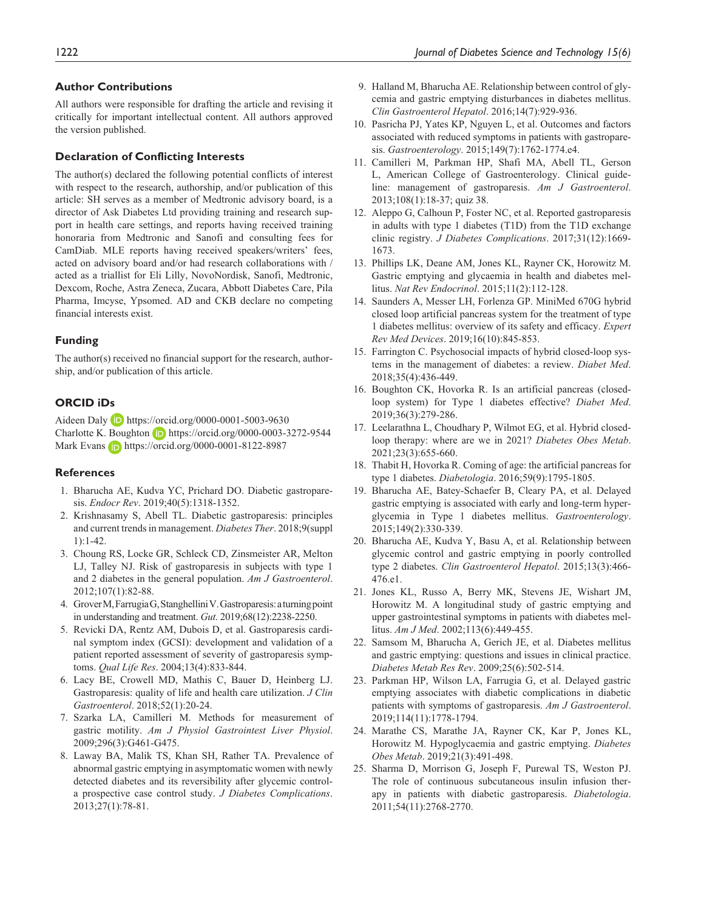## Author Contributions

All authors were responsible for drafting the article and revising it critically for important intellectual content. All authors approved the version published.

## Declaration of Conflicting Interests

The author(s) declared the following potential conflicts of interest with respect to the research, authorship, and/or publication of this article: SH serves as a member of Medtronic advisory board, is a director of Ask Diabetes Ltd providing training and research support in health care settings, and reports having received training honoraria from Medtronic and Sanofi and consulting fees for CamDiab. MLE reports having received speakers/writers' fees, acted on advisory board and/or had research collaborations with / acted as a triallist for Eli Lilly, NovoNordisk, Sanofi, Medtronic, Dexcom, Roche, Astra Zeneca, Zucara, Abbott Diabetes Care, Pila Pharma, Imcyse, Ypsomed. AD and CKB declare no competing financial interests exist.

## Funding

The author(s) received no financial support for the research, authorship, and/or publication of this article.

## ORCID iDs

Aideen Daly https://orcid.org/0000-0001-5003-9630
Charlotte K. Boughton https://orcid.org/0000-0003-3272-9544
Mark Evans https://orcid.org/0000-0001-8122-8987

## References

1. Bharucha AE, Kudva YC, Prichard DO. Diabetic gastroparesis. *Endocr Rev*. 2019;40(5):1318-1352.
2. Krishnasamy S, Abell TL. Diabetic gastroparesis: principles and current trends in management. *Diabetes Ther*. 2018;9(suppl 1):1-42.
3. Choung RS, Locke GR, Schleck CD, Zinsmeister AR, Melton LJ, Talley NJ. Risk of gastroparesis in subjects with type 1 and 2 diabetes in the general population. *Am J Gastroenterol*. 2012;107(1):82-88.
4. Grover M, Farrugia G, Stanghellini V. Gastroparesis: a turning point in understanding and treatment. *Gut*. 2019;68(12):2238-2250.
5. Revicki DA, Rentz AM, Dubois D, et al. Gastroparesis cardinal symptom index (GCSI): development and validation of a patient reported assessment of severity of gastroparesis symptoms. *Qual Life Res*. 2004;13(4):833-844.
6. Lacy BE, Crowell MD, Mathis C, Bauer D, Heinberg LJ. Gastroparesis: quality of life and health care utilization. *J Clin Gastroenterol*. 2018;52(1):20-24.
7. Szarka LA, Camilleri M. Methods for measurement of gastric motility. *Am J Physiol Gastrointest Liver Physiol*. 2009;296(3):G461-G475.
8. Laway BA, Malik TS, Khan SH, Rather TA. Prevalence of abnormal gastric emptying in asymptomatic women with newly detected diabetes and its reversibility after glycemic control-a prospective case control study. *J Diabetes Complications*. 2013;27(1):78-81.
9. Halland M, Bharucha AE. Relationship between control of glycemia and gastric emptying disturbances in diabetes mellitus. *Clin Gastroenterol Hepatol*. 2016;14(7):929-936.
10. Pasricha PJ, Yates KP, Nguyen L, et al. Outcomes and factors associated with reduced symptoms in patients with gastroparesis. *Gastroenterology*. 2015;149(7):1762-1774.e4.
11. Camilleri M, Parkman HP, Shafi MA, Abell TL, Gerson L, American College of Gastroenterology. Clinical guideline: management of gastroparesis. *Am J Gastroenterol*. 2013;108(1):18-37; quiz 38.
12. Aleppo G, Calhoun P, Foster NC, et al. Reported gastroparesis in adults with type 1 diabetes (T1D) from the T1D exchange clinic registry. *J Diabetes Complications*. 2017;31(12):1669-1673.
13. Phillips LK, Deane AM, Jones KL, Rayner CK, Horowitz M. Gastric emptying and glycaemia in health and diabetes mellitus. *Nat Rev Endocrinol*. 2015;11(2):112-128.
14. Saunders A, Messer LH, Forlenza GP. MiniMed 670G hybrid closed loop artificial pancreas system for the treatment of type 1 diabetes mellitus: overview of its safety and efficacy. *Expert Rev Med Devices*. 2019;16(10):845-853.
15. Farrington C. Psychosocial impacts of hybrid closed-loop systems in the management of diabetes: a review. *Diabet Med*. 2018;35(4):436-449.
16. Boughton CK, Hovorka R. Is an artificial pancreas (closed-loop system) for Type 1 diabetes effective? *Diabet Med*. 2019;36(3):279-286.
17. Leelarathna L, Choudhary P, Wilmot EG, et al. Hybrid closed-loop therapy: where are we in 2021? *Diabetes Obes Metab*. 2021;23(3):655-660.
18. Thabit H, Hovorka R. Coming of age: the artificial pancreas for type 1 diabetes. *Diabetologia*. 2016;59(9):1795-1805.
19. Bharucha AE, Batey-Schaefer B, Cleary PA, et al. Delayed gastric emptying is associated with early and long-term hyperglycemia in Type 1 diabetes mellitus. *Gastroenterology*. 2015;149(2):330-339.
20. Bharucha AE, Kudva Y, Basu A, et al. Relationship between glycemic control and gastric emptying in poorly controlled type 2 diabetes. *Clin Gastroenterol Hepatol*. 2015;13(3):466-476.e1.
21. Jones KL, Russo A, Berry MK, Stevens JE, Wishart JM, Horowitz M. A longitudinal study of gastric emptying and upper gastrointestinal symptoms in patients with diabetes mellitus. *Am J Med*. 2002;113(6):449-455.
22. Samsom M, Bharucha A, Gerich JE, et al. Diabetes mellitus and gastric emptying: questions and issues in clinical practice. *Diabetes Metab Res Rev*. 2009;25(6):502-514.
23. Parkman HP, Wilson LA, Farrugia G, et al. Delayed gastric emptying associates with diabetic complications in diabetic patients with symptoms of gastroparesis. *Am J Gastroenterol*. 2019;114(11):1778-1794.
24. Marathe CS, Marathe JA, Rayner CK, Kar P, Jones KL, Horowitz M. Hypoglycaemia and gastric emptying. *Diabetes Obes Metab*. 2019;21(3):491-498.
25. Sharma D, Morrison G, Joseph F, Purewal TS, Weston PJ. The role of continuous subcutaneous insulin infusion therapy in patients with diabetic gastroparesis. *Diabetologia*. 2011;54(11):2768-2770.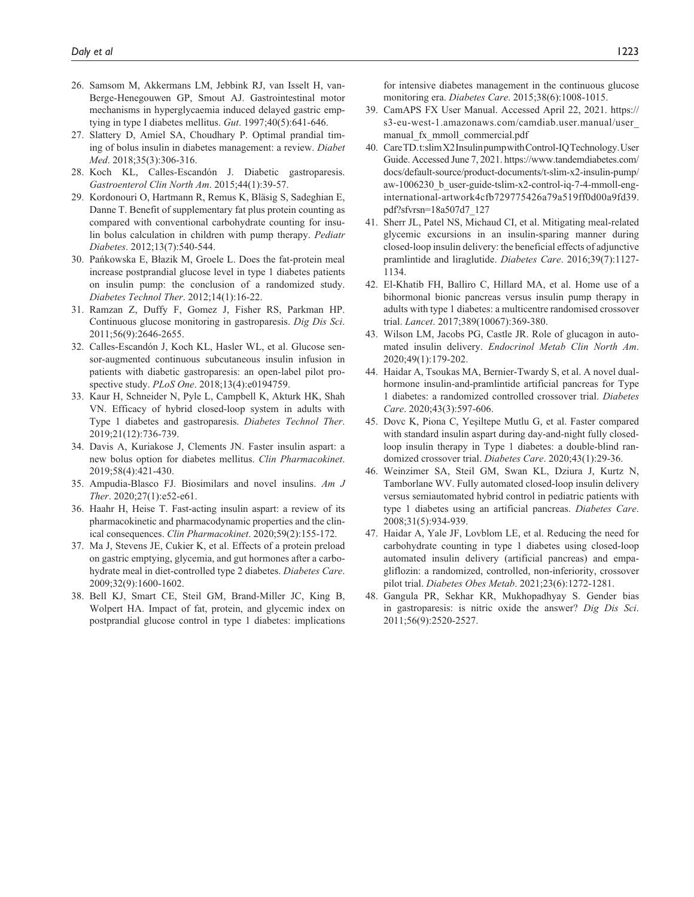26. Samsom M, Akkermans LM, Jebbink RJ, van Isselt H, van-Berge-Henegouwen GP, Smout AJ. Gastrointestinal motor mechanisms in hyperglycaemia induced delayed gastric emptying in type I diabetes mellitus. *Gut*. 1997;40(5):641-646.
27. Slattery D, Amiel SA, Choudhary P. Optimal prandial timing of bolus insulin in diabetes management: a review. *Diabet Med*. 2018;35(3):306-316.
28. Koch KL, Calles-Escandón J. Diabetic gastroparesis. *Gastroenterol Clin North Am*. 2015;44(1):39-57.
29. Kordonouri O, Hartmann R, Remus K, Bläsig S, Sadeghian E, Danne T. Benefit of supplementary fat plus protein counting as compared with conventional carbohydrate counting for insulin bolus calculation in children with pump therapy. *Pediatr Diabetes*. 2012;13(7):540-544.
30. Pańkowska E, Błazik M, Groele L. Does the fat-protein meal increase postprandial glucose level in type 1 diabetes patients on insulin pump: the conclusion of a randomized study. *Diabetes Technol Ther*. 2012;14(1):16-22.
31. Ramzan Z, Duffy F, Gomez J, Fisher RS, Parkman HP. Continuous glucose monitoring in gastroparesis. *Dig Dis Sci*. 2011;56(9):2646-2655.
32. Calles-Escandón J, Koch KL, Hasler WL, et al. Glucose sensor-augmented continuous subcutaneous insulin infusion in patients with diabetic gastroparesis: an open-label pilot prospective study. *PLoS One*. 2018;13(4):e0194759.
33. Kaur H, Schneider N, Pyle L, Campbell K, Akturk HK, Shah VN. Efficacy of hybrid closed-loop system in adults with Type 1 diabetes and gastroparesis. *Diabetes Technol Ther*. 2019;21(12):736-739.
34. Davis A, Kuriakose J, Clements JN. Faster insulin aspart: a new bolus option for diabetes mellitus. *Clin Pharmacokinet*. 2019;58(4):421-430.
35. Ampudia-Blasco FJ. Biosimilars and novel insulins. *Am J Ther*. 2020;27(1):e52-e61.
36. Haahr H, Heise T. Fast-acting insulin aspart: a review of its pharmacokinetic and pharmacodynamic properties and the clinical consequences. *Clin Pharmacokinet*. 2020;59(2):155-172.
37. Ma J, Stevens JE, Cukier K, et al. Effects of a protein preload on gastric emptying, glycemia, and gut hormones after a carbohydrate meal in diet-controlled type 2 diabetes. *Diabetes Care*. 2009;32(9):1600-1602.
38. Bell KJ, Smart CE, Steil GM, Brand-Miller JC, King B, Wolpert HA. Impact of fat, protein, and glycemic index on postprandial glucose control in type 1 diabetes: implications for intensive diabetes management in the continuous glucose monitoring era. *Diabetes Care*. 2015;38(6):1008-1015.
39. CamAPS FX User Manual. Accessed April 22, 2021. https://s3-eu-west-1.amazonaws.com/camdiab.user.manual/user_manual_fx_mmoll_commercial.pdf
40. CareTD. t:slim X2 Insulin pump with Control-IQ Technology. User Guide. Accessed June 7, 2021. https://www.tandemdiabetes.com/docs/default-source/product-documents/t-slim-x2-insulin-pump/aw-1006230_b_user-guide-tslim-x2-control-iq-7-4-mmoll-eng-international-artwork4cfb729775426a79a519ff0d00a9fd39.pdf?sfvrsn=18a507d7_127
41. Sherr JL, Patel NS, Michaud CI, et al. Mitigating meal-related glycemic excursions in an insulin-sparing manner during closed-loop insulin delivery: the beneficial effects of adjunctive pramlintide and liraglutide. *Diabetes Care*. 2016;39(7):1127-1134.
42. El-Khatib FH, Balliro C, Hillard MA, et al. Home use of a bihormonal bionic pancreas versus insulin pump therapy in adults with type 1 diabetes: a multicentre randomised crossover trial. *Lancet*. 2017;389(10067):369-380.
43. Wilson LM, Jacobs PG, Castle JR. Role of glucagon in automated insulin delivery. *Endocrinol Metab Clin North Am*. 2020;49(1):179-202.
44. Haidar A, Tsoukas MA, Bernier-Twardy S, et al. A novel dual-hormone insulin-and-pramlintide artificial pancreas for Type 1 diabetes: a randomized controlled crossover trial. *Diabetes Care*. 2020;43(3):597-606.
45. Dovc K, Piona C, Yeşiltepe Mutlu G, et al. Faster compared with standard insulin aspart during day-and-night fully closed-loop insulin therapy in Type 1 diabetes: a double-blind randomized crossover trial. *Diabetes Care*. 2020;43(1):29-36.
46. Weinzimer SA, Steil GM, Swan KL, Dziura J, Kurtz N, Tamborlane WV. Fully automated closed-loop insulin delivery versus semiautomated hybrid control in pediatric patients with type 1 diabetes using an artificial pancreas. *Diabetes Care*. 2008;31(5):934-939.
47. Haidar A, Yale JF, Lovblom LE, et al. Reducing the need for carbohydrate counting in type 1 diabetes using closed-loop automated insulin delivery (artificial pancreas) and empagliflozin: a randomized, controlled, non-inferiority, crossover pilot trial. *Diabetes Obes Metab*. 2021;23(6):1272-1281.
48. Gangula PR, Sekhar KR, Mukhopadhyay S. Gender bias in gastroparesis: is nitric oxide the answer? *Dig Dis Sci*. 2011;56(9):2520-2527.